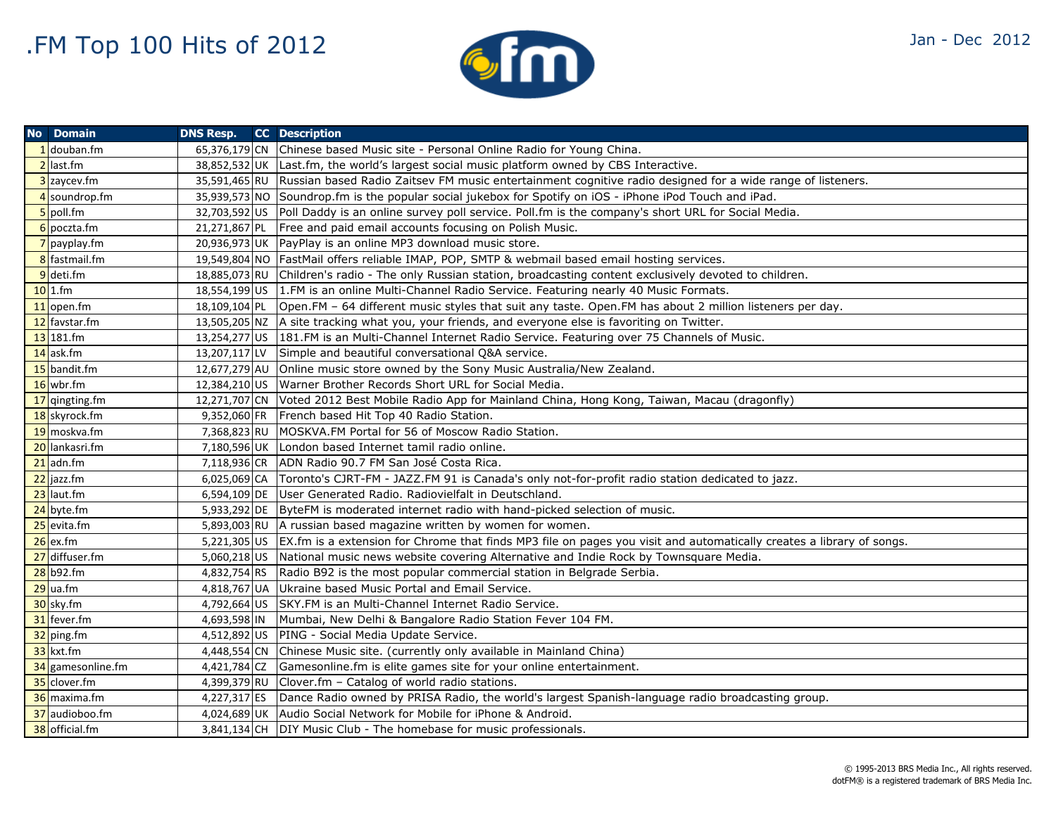# .FM Top 100 Hits of 2012

Jan - Dec 2012

| No | Domain | DNS Resp. | CC | Description |
|---|---|---|---|---|
| 1 | douban.fm | 65,376,179 | CN | Chinese based Music site - Personal Online Radio for Young China. |
| 2 | last.fm | 38,852,532 | UK | Last.fm, the world's largest social music platform owned by CBS Interactive. |
| 3 | zaycev.fm | 35,591,465 | RU | Russian based Radio Zaitsev FM music entertainment cognitive radio designed for a wide range of listeners. |
| 4 | soundrop.fm | 35,939,573 | NO | Soundrop.fm is the popular social jukebox for Spotify on iOS - iPhone iPod Touch and iPad. |
| 5 | poll.fm | 32,703,592 | US | Poll Daddy is an online survey poll service. Poll.fm is the company's short URL for Social Media. |
| 6 | poczta.fm | 21,271,867 | PL | Free and paid email accounts focusing on Polish Music. |
| 7 | payplay.fm | 20,936,973 | UK | PayPlay is an online MP3 download music store. |
| 8 | fastmail.fm | 19,549,804 | NO | FastMail offers reliable IMAP, POP, SMTP & webmail based email hosting services. |
| 9 | deti.fm | 18,885,073 | RU | Children's radio - The only Russian station, broadcasting content exclusively devoted to children. |
| 10 | 1.fm | 18,554,199 | US | 1.FM is an online Multi-Channel Radio Service. Featuring nearly 40 Music Formats. |
| 11 | open.fm | 18,109,104 | PL | Open.FM – 64 different music styles that suit any taste. Open.FM has about 2 million listeners per day. |
| 12 | favstar.fm | 13,505,205 | NZ | A site tracking what you, your friends, and everyone else is favoriting on Twitter. |
| 13 | 181.fm | 13,254,277 | US | 181.FM is an Multi-Channel Internet Radio Service. Featuring over 75 Channels of Music. |
| 14 | ask.fm | 13,207,117 | LV | Simple and beautiful conversational Q&A service. |
| 15 | bandit.fm | 12,677,279 | AU | Online music store owned by the Sony Music Australia/New Zealand. |
| 16 | wbr.fm | 12,384,210 | US | Warner Brother Records Short URL for Social Media. |
| 17 | qingting.fm | 12,271,707 | CN | Voted 2012 Best Mobile Radio App for Mainland China, Hong Kong, Taiwan, Macau (dragonfly) |
| 18 | skyrock.fm | 9,352,060 | FR | French based Hit Top 40 Radio Station. |
| 19 | moskva.fm | 7,368,823 | RU | MOSKVA.FM Portal for 56 of Moscow Radio Station. |
| 20 | lankasri.fm | 7,180,596 | UK | London based Internet tamil radio online. |
| 21 | adn.fm | 7,118,936 | CR | ADN Radio 90.7 FM San José Costa Rica. |
| 22 | jazz.fm | 6,025,069 | CA | Toronto's CJRT-FM - JAZZ.FM 91 is Canada's only not-for-profit radio station dedicated to jazz. |
| 23 | laut.fm | 6,594,109 | DE | User Generated Radio. Radiovielfalt in Deutschland. |
| 24 | byte.fm | 5,933,292 | DE | ByteFM is moderated internet radio with hand-picked selection of music. |
| 25 | evita.fm | 5,893,003 | RU | A russian based magazine written by women for women. |
| 26 | ex.fm | 5,221,305 | US | EX.fm is a extension for Chrome that finds MP3 file on pages you visit and automatically creates a library of songs. |
| 27 | diffuser.fm | 5,060,218 | US | National music news website covering Alternative and Indie Rock by Townsquare Media. |
| 28 | b92.fm | 4,832,754 | RS | Radio B92 is the most popular commercial station in Belgrade Serbia. |
| 29 | ua.fm | 4,818,767 | UA | Ukraine based Music Portal and Email Service. |
| 30 | sky.fm | 4,792,664 | US | SKY.FM is an Multi-Channel Internet Radio Service. |
| 31 | fever.fm | 4,693,598 | IN | Mumbai, New Delhi & Bangalore Radio Station Fever 104 FM. |
| 32 | ping.fm | 4,512,892 | US | PING - Social Media Update Service. |
| 33 | kxt.fm | 4,448,554 | CN | Chinese Music site. (currently only available in Mainland China) |
| 34 | gamesonline.fm | 4,421,784 | CZ | Gamesonline.fm is elite games site for your online entertainment. |
| 35 | clover.fm | 4,399,379 | RU | Clover.fm – Catalog of world radio stations. |
| 36 | maxima.fm | 4,227,317 | ES | Dance Radio owned by PRISA Radio, the world's largest Spanish-language radio broadcasting group. |
| 37 | audioboo.fm | 4,024,689 | UK | Audio Social Network for Mobile for iPhone & Android. |
| 38 | official.fm | 3,841,134 | CH | DIY Music Club - The homebase for music professionals. |

© 1995-2013 BRS Media Inc., All rights reserved.
dotFM® is a registered trademark of BRS Media Inc.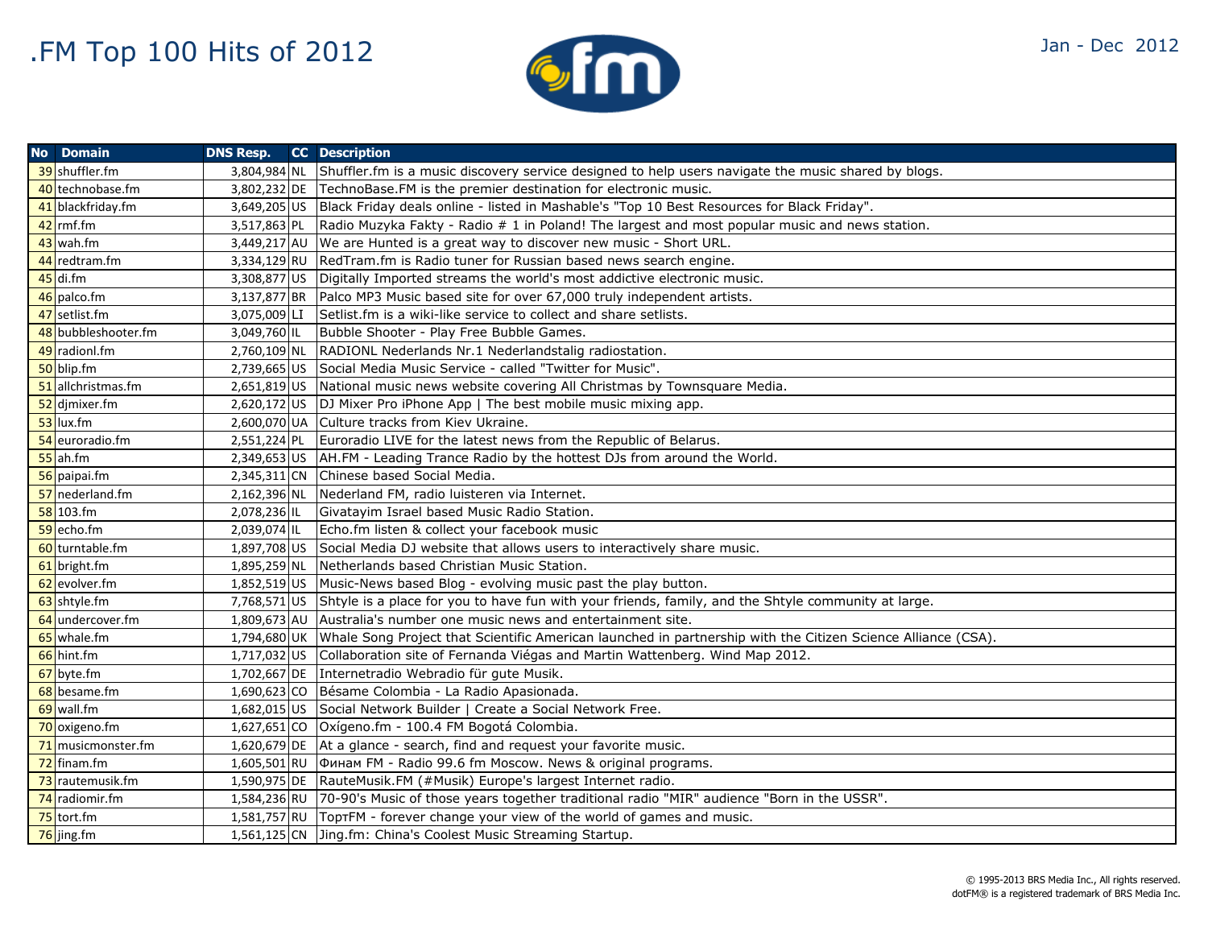# .FM Top 100 Hits of 2012

Jan - Dec 2012

| No | Domain | DNS Resp. | CC | Description |
|---|---|---|---|---|
| 39 | shuffler.fm | 3,804,984 | NL | Shuffler.fm is a music discovery service designed to help users navigate the music shared by blogs. |
| 40 | technobase.fm | 3,802,232 | DE | TechnoBase.FM is the premier destination for electronic music. |
| 41 | blackfriday.fm | 3,649,205 | US | Black Friday deals online - listed in Mashable's "Top 10 Best Resources for Black Friday". |
| 42 | rmf.fm | 3,517,863 | PL | Radio Muzyka Fakty - Radio # 1 in Poland! The largest and most popular music and news station. |
| 43 | wah.fm | 3,449,217 | AU | We are Hunted is a great way to discover new music - Short URL. |
| 44 | redtram.fm | 3,334,129 | RU | RedTram.fm is Radio tuner for Russian based news search engine. |
| 45 | di.fm | 3,308,877 | US | Digitally Imported streams the world's most addictive electronic music. |
| 46 | palco.fm | 3,137,877 | BR | Palco MP3 Music based site for over 67,000 truly independent artists. |
| 47 | setlist.fm | 3,075,009 | LI | Setlist.fm is a wiki-like service to collect and share setlists. |
| 48 | bubbleshooter.fm | 3,049,760 | IL | Bubble Shooter - Play Free Bubble Games. |
| 49 | radionl.fm | 2,760,109 | NL | RADIONL Nederlands Nr.1 Nederlandstalig radiostation. |
| 50 | blip.fm | 2,739,665 | US | Social Media Music Service - called "Twitter for Music". |
| 51 | allchristmas.fm | 2,651,819 | US | National music news website covering All Christmas by Townsquare Media. |
| 52 | djmixer.fm | 2,620,172 | US | DJ Mixer Pro iPhone App \| The best mobile music mixing app. |
| 53 | lux.fm | 2,600,070 | UA | Culture tracks from Kiev Ukraine. |
| 54 | euroradio.fm | 2,551,224 | PL | Euroradio LIVE for the latest news from the Republic of Belarus. |
| 55 | ah.fm | 2,349,653 | US | AH.FM - Leading Trance Radio by the hottest DJs from around the World. |
| 56 | paipai.fm | 2,345,311 | CN | Chinese based Social Media. |
| 57 | nederland.fm | 2,162,396 | NL | Nederland FM, radio luisteren via Internet. |
| 58 | 103.fm | 2,078,236 | IL | Givatayim Israel based Music Radio Station. |
| 59 | echo.fm | 2,039,074 | IL | Echo.fm listen & collect your facebook music |
| 60 | turntable.fm | 1,897,708 | US | Social Media DJ website that allows users to interactively share music. |
| 61 | bright.fm | 1,895,259 | NL | Netherlands based Christian Music Station. |
| 62 | evolver.fm | 1,852,519 | US | Music-News based Blog - evolving music past the play button. |
| 63 | shtyle.fm | 7,768,571 | US | Shtyle is a place for you to have fun with your friends, family, and the Shtyle community at large. |
| 64 | undercover.fm | 1,809,673 | AU | Australia's number one music news and entertainment site. |
| 65 | whale.fm | 1,794,680 | UK | Whale Song Project that Scientific American launched in partnership with the Citizen Science Alliance (CSA). |
| 66 | hint.fm | 1,717,032 | US | Collaboration site of Fernanda Viégas and Martin Wattenberg. Wind Map 2012. |
| 67 | byte.fm | 1,702,667 | DE | Internetradio Webradio für gute Musik. |
| 68 | besame.fm | 1,690,623 | CO | Bésame Colombia - La Radio Apasionada. |
| 69 | wall.fm | 1,682,015 | US | Social Network Builder \| Create a Social Network Free. |
| 70 | oxigeno.fm | 1,627,651 | CO | Oxígeno.fm - 100.4 FM Bogotá Colombia. |
| 71 | musicmonster.fm | 1,620,679 | DE | At a glance - search, find and request your favorite music. |
| 72 | finam.fm | 1,605,501 | RU | Финам FM - Radio 99.6 fm Moscow. News & original programs. |
| 73 | rautemusik.fm | 1,590,975 | DE | RauteMusik.FM (#Musik) Europe's largest Internet radio. |
| 74 | radiomir.fm | 1,584,236 | RU | 70-90's Music of those years together traditional radio "MIR" audience "Born in the USSR". |
| 75 | tort.fm | 1,581,757 | RU | ТортFM - forever change your view of the world of games and music. |
| 76 | jing.fm | 1,561,125 | CN | Jing.fm: China's Coolest Music Streaming Startup. |

© 1995-2013 BRS Media Inc., All rights reserved.
dotFM® is a registered trademark of BRS Media Inc.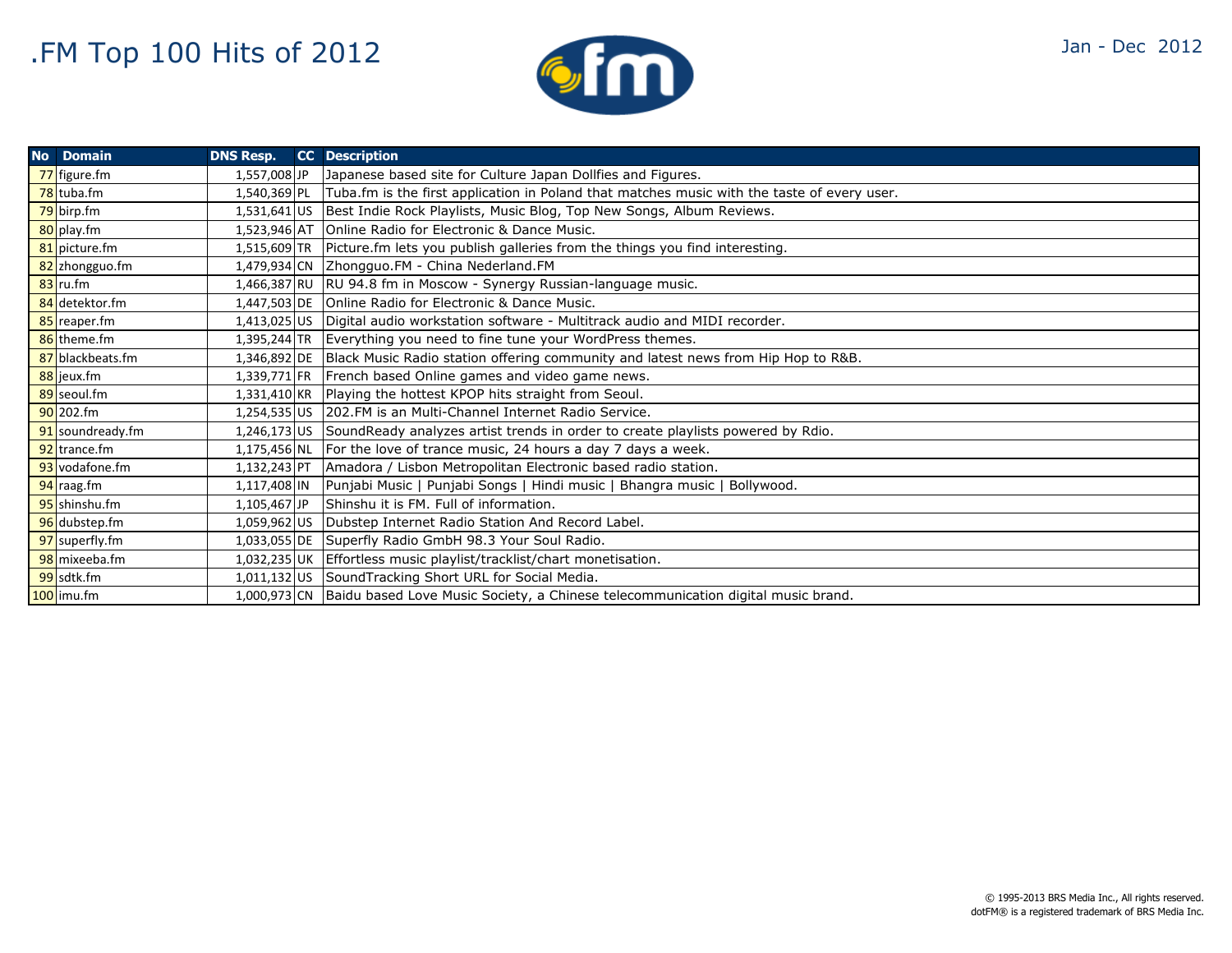# .FM Top 100 Hits of 2012

Jan - Dec 2012

| No | Domain | DNS Resp. | CC | Description |
|---|---|---|---|---|
| 77 | figure.fm | 1,557,008 | JP | Japanese based site for Culture Japan Dollfies and Figures. |
| 78 | tuba.fm | 1,540,369 | PL | Tuba.fm is the first application in Poland that matches music with the taste of every user. |
| 79 | birp.fm | 1,531,641 | US | Best Indie Rock Playlists, Music Blog, Top New Songs, Album Reviews. |
| 80 | play.fm | 1,523,946 | AT | Online Radio for Electronic & Dance Music. |
| 81 | picture.fm | 1,515,609 | TR | Picture.fm lets you publish galleries from the things you find interesting. |
| 82 | zhongguo.fm | 1,479,934 | CN | Zhongguo.FM - China Nederland.FM |
| 83 | ru.fm | 1,466,387 | RU | RU 94.8 fm in Moscow - Synergy Russian-language music. |
| 84 | detektor.fm | 1,447,503 | DE | Online Radio for Electronic & Dance Music. |
| 85 | reaper.fm | 1,413,025 | US | Digital audio workstation software - Multitrack audio and MIDI recorder. |
| 86 | theme.fm | 1,395,244 | TR | Everything you need to fine tune your WordPress themes. |
| 87 | blackbeats.fm | 1,346,892 | DE | Black Music Radio station offering community and latest news from Hip Hop to R&B. |
| 88 | jeux.fm | 1,339,771 | FR | French based Online games and video game news. |
| 89 | seoul.fm | 1,331,410 | KR | Playing the hottest KPOP hits straight from Seoul. |
| 90 | 202.fm | 1,254,535 | US | 202.FM is an Multi-Channel Internet Radio Service. |
| 91 | soundready.fm | 1,246,173 | US | SoundReady analyzes artist trends in order to create playlists powered by Rdio. |
| 92 | trance.fm | 1,175,456 | NL | For the love of trance music, 24 hours a day 7 days a week. |
| 93 | vodafone.fm | 1,132,243 | PT | Amadora / Lisbon Metropolitan Electronic based radio station. |
| 94 | raag.fm | 1,117,408 | IN | Punjabi Music \| Punjabi Songs \| Hindi music \| Bhangra music \| Bollywood. |
| 95 | shinshu.fm | 1,105,467 | JP | Shinshu it is FM. Full of information. |
| 96 | dubstep.fm | 1,059,962 | US | Dubstep Internet Radio Station And Record Label. |
| 97 | superfly.fm | 1,033,055 | DE | Superfly Radio GmbH 98.3 Your Soul Radio. |
| 98 | mixeeba.fm | 1,032,235 | UK | Effortless music playlist/tracklist/chart monetisation. |
| 99 | sdtk.fm | 1,011,132 | US | SoundTracking Short URL for Social Media. |
| 100 | imu.fm | 1,000,973 | CN | Baidu based Love Music Society, a Chinese telecommunication digital music brand. |

© 1995-2013 BRS Media Inc., All rights reserved.
dotFM® is a registered trademark of BRS Media Inc.